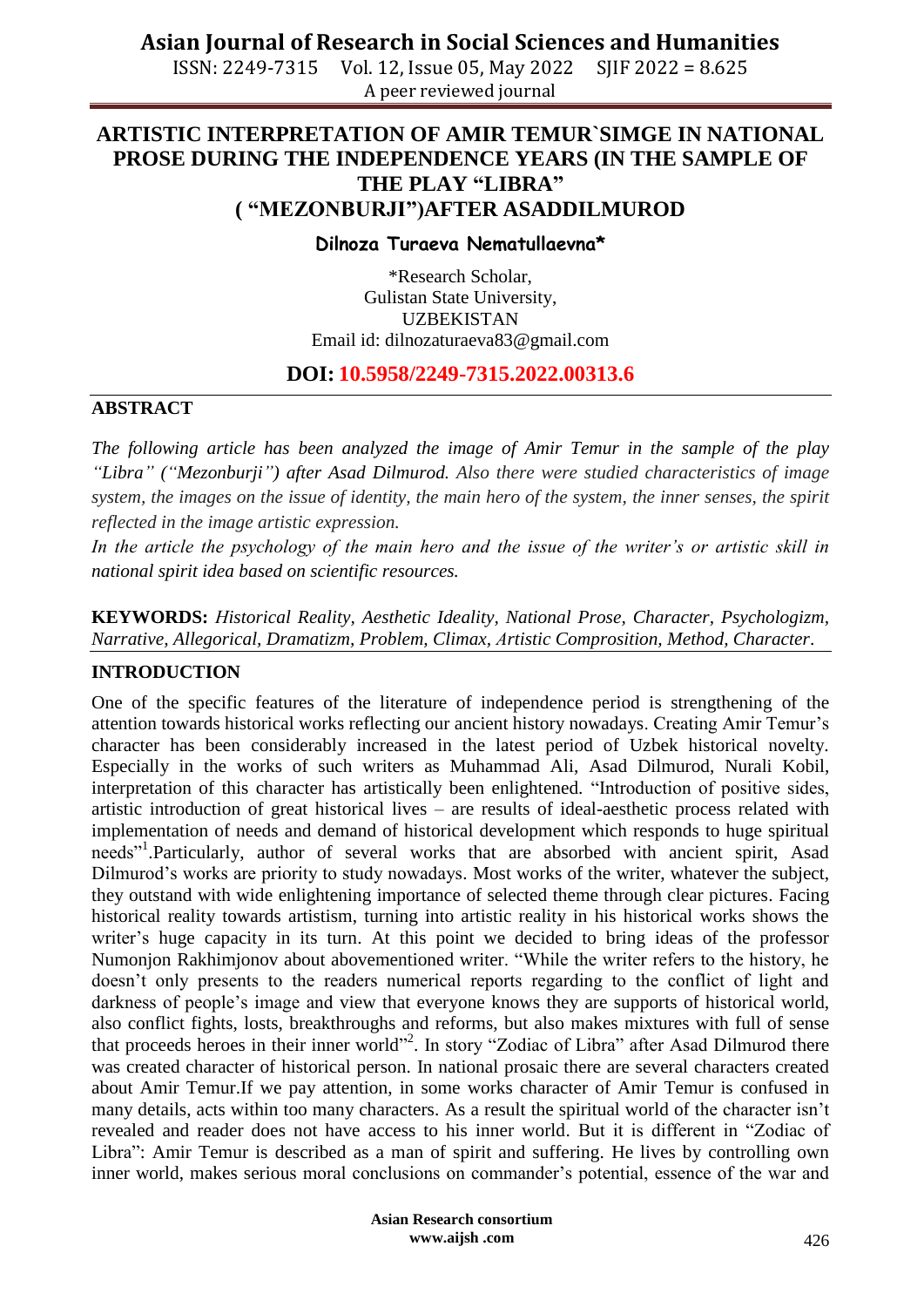# ARTISTIC INTERPRETATION OF AMIR TEMUR`SIMGE IN NATIONAL PROSE DURING THE INDEPENDENCE YEARS (IN THE SAMPLE OF THE PLAY "LIBRA" ( "MEZONBURJI")AFTER ASADDILMUROD

**Dilnoza Turaeva Nematullaevna***

*Research Scholar,
Gulistan State University,
UZBEKISTAN
Email id: dilnozaturaeva83@gmail.com

**DOI: 10.5958/2249-7315.2022.00313.6**

## ABSTRACT

*The following article has been analyzed the image of Amir Temur in the sample of the play "Libra" ("Mezonburji") after Asad Dilmurod. Also there were studied characteristics of image system, the images on the issue of identity, the main hero of the system, the inner senses, the spirit reflected in the image artistic expression.*

*In the article the psychology of the main hero and the issue of the writer's or artistic skill in national spirit idea based on scientific resources.*

**KEYWORDS:** *Historical Reality, Aesthetic Ideality, National Prose, Character, Psychologizm, Narrative, Allegorical, Dramatizm, Problem, Climax, Artistic Comprosition, Method, Character.*

## INTRODUCTION

One of the specific features of the literature of independence period is strengthening of the attention towards historical works reflecting our ancient history nowadays. Creating Amir Temur's character has been considerably increased in the latest period of Uzbek historical novelty. Especially in the works of such writers as Muhammad Ali, Asad Dilmurod, Nurali Kobil, interpretation of this character has artistically been enlightened. "Introduction of positive sides, artistic introduction of great historical lives – are results of ideal-aesthetic process related with implementation of needs and demand of historical development which responds to huge spiritual needs"[1].Particularly, author of several works that are absorbed with ancient spirit, Asad Dilmurod's works are priority to study nowadays. Most works of the writer, whatever the subject, they outstand with wide enlightening importance of selected theme through clear pictures. Facing historical reality towards artistism, turning into artistic reality in his historical works shows the writer's huge capacity in its turn. At this point we decided to bring ideas of the professor Numonjon Rakhimjonov about abovementioned writer. "While the writer refers to the history, he doesn't only presents to the readers numerical reports regarding to the conflict of light and darkness of people's image and view that everyone knows they are supports of historical world, also conflict fights, losts, breakthroughs and reforms, but also makes mixtures with full of sense that proceeds heroes in their inner world"[2]. In story "Zodiac of Libra" after Asad Dilmurod there was created character of historical person. In national prosaic there are several characters created about Amir Temur.If we pay attention, in some works character of Amir Temur is confused in many details, acts within too many characters. As a result the spiritual world of the character isn't revealed and reader does not have access to his inner world. But it is different in "Zodiac of Libra": Amir Temur is described as a man of spirit and suffering. He lives by controlling own inner world, makes serious moral conclusions on commander's potential, essence of the war and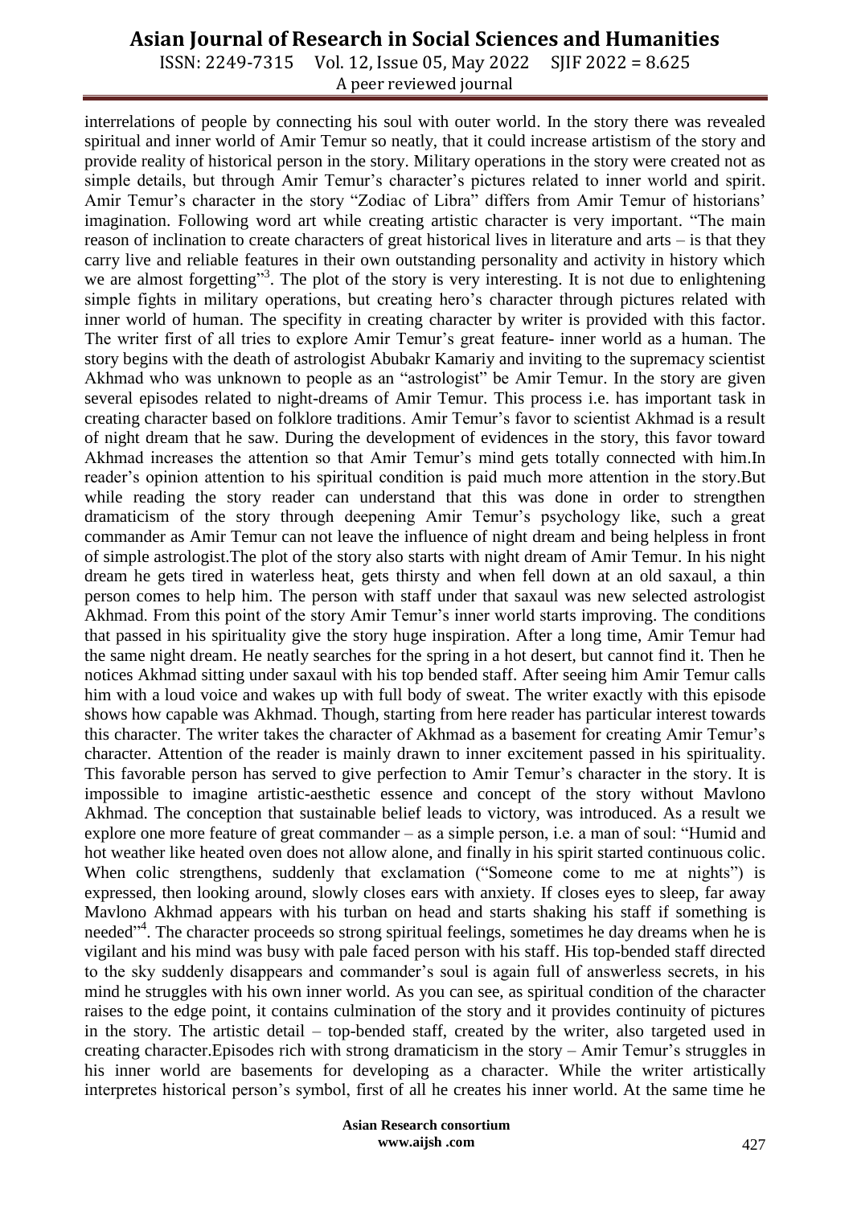interrelations of people by connecting his soul with outer world. In the story there was revealed spiritual and inner world of Amir Temur so neatly, that it could increase artistism of the story and provide reality of historical person in the story. Military operations in the story were created not as simple details, but through Amir Temur's character's pictures related to inner world and spirit. Amir Temur's character in the story "Zodiac of Libra" differs from Amir Temur of historians' imagination. Following word art while creating artistic character is very important. "The main reason of inclination to create characters of great historical lives in literature and arts – is that they carry live and reliable features in their own outstanding personality and activity in history which we are almost forgetting"[3]. The plot of the story is very interesting. It is not due to enlightening simple fights in military operations, but creating hero's character through pictures related with inner world of human. The specifity in creating character by writer is provided with this factor. The writer first of all tries to explore Amir Temur's great feature- inner world as a human. The story begins with the death of astrologist Abubakr Kamariy and inviting to the supremacy scientist Akhmad who was unknown to people as an "astrologist" be Amir Temur. In the story are given several episodes related to night-dreams of Amir Temur. This process i.e. has important task in creating character based on folklore traditions. Amir Temur's favor to scientist Akhmad is a result of night dream that he saw. During the development of evidences in the story, this favor toward Akhmad increases the attention so that Amir Temur's mind gets totally connected with him.In reader's opinion attention to his spiritual condition is paid much more attention in the story.But while reading the story reader can understand that this was done in order to strengthen dramaticism of the story through deepening Amir Temur's psychology like, such a great commander as Amir Temur can not leave the influence of night dream and being helpless in front of simple astrologist.The plot of the story also starts with night dream of Amir Temur. In his night dream he gets tired in waterless heat, gets thirsty and when fell down at an old saxaul, a thin person comes to help him. The person with staff under that saxaul was new selected astrologist Akhmad. From this point of the story Amir Temur's inner world starts improving. The conditions that passed in his spirituality give the story huge inspiration. After a long time, Amir Temur had the same night dream. He neatly searches for the spring in a hot desert, but cannot find it. Then he notices Akhmad sitting under saxaul with his top bended staff. After seeing him Amir Temur calls him with a loud voice and wakes up with full body of sweat. The writer exactly with this episode shows how capable was Akhmad. Though, starting from here reader has particular interest towards this character. The writer takes the character of Akhmad as a basement for creating Amir Temur's character. Attention of the reader is mainly drawn to inner excitement passed in his spirituality. This favorable person has served to give perfection to Amir Temur's character in the story. It is impossible to imagine artistic-aesthetic essence and concept of the story without Mavlono Akhmad. The conception that sustainable belief leads to victory, was introduced. As a result we explore one more feature of great commander – as a simple person, i.e. a man of soul: "Humid and hot weather like heated oven does not allow alone, and finally in his spirit started continuous colic. When colic strengthens, suddenly that exclamation ("Someone come to me at nights") is expressed, then looking around, slowly closes ears with anxiety. If closes eyes to sleep, far away Mavlono Akhmad appears with his turban on head and starts shaking his staff if something is needed"[4]. The character proceeds so strong spiritual feelings, sometimes he day dreams when he is vigilant and his mind was busy with pale faced person with his staff. His top-bended staff directed to the sky suddenly disappears and commander's soul is again full of answerless secrets, in his mind he struggles with his own inner world. As you can see, as spiritual condition of the character raises to the edge point, it contains culmination of the story and it provides continuity of pictures in the story. The artistic detail – top-bended staff, created by the writer, also targeted used in creating character.Episodes rich with strong dramaticism in the story – Amir Temur's struggles in his inner world are basements for developing as a character. While the writer artistically interpretes historical person's symbol, first of all he creates his inner world. At the same time he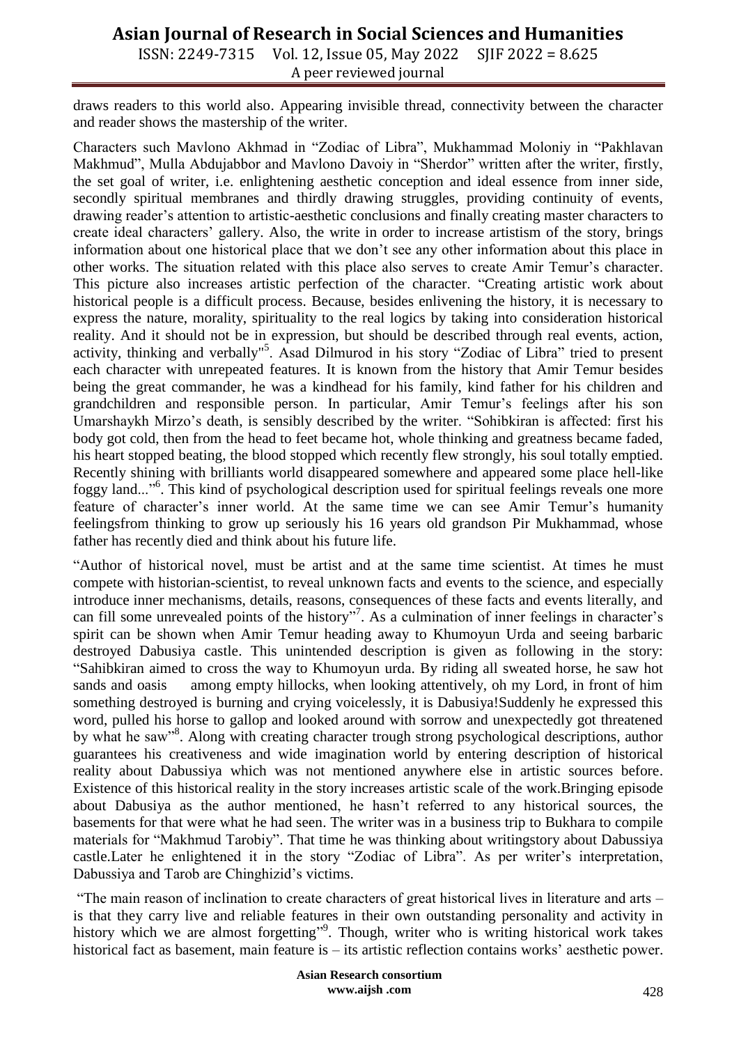draws readers to this world also. Appearing invisible thread, connectivity between the character and reader shows the mastership of the writer.

Characters such Mavlono Akhmad in "Zodiac of Libra", Mukhammad Moloniy in "Pakhlavan Makhmud", Mulla Abdujabbor and Mavlono Davoiy in "Sherdor" written after the writer, firstly, the set goal of writer, i.e. enlightening aesthetic conception and ideal essence from inner side, secondly spiritual membranes and thirdly drawing struggles, providing continuity of events, drawing reader's attention to artistic-aesthetic conclusions and finally creating master characters to create ideal characters' gallery. Also, the write in order to increase artistism of the story, brings information about one historical place that we don't see any other information about this place in other works. The situation related with this place also serves to create Amir Temur's character. This picture also increases artistic perfection of the character. "Creating artistic work about historical people is a difficult process. Because, besides enlivening the history, it is necessary to express the nature, morality, spirituality to the real logics by taking into consideration historical reality. And it should not be in expression, but should be described through real events, action, activity, thinking and verbally"[5]. Asad Dilmurod in his story "Zodiac of Libra" tried to present each character with unrepeated features. It is known from the history that Amir Temur besides being the great commander, he was a kindhead for his family, kind father for his children and grandchildren and responsible person. In particular, Amir Temur's feelings after his son Umarshaykh Mirzo's death, is sensibly described by the writer. "Sohibkiran is affected: first his body got cold, then from the head to feet became hot, whole thinking and greatness became faded, his heart stopped beating, the blood stopped which recently flew strongly, his soul totally emptied. Recently shining with brilliants world disappeared somewhere and appeared some place hell-like foggy land..."[6]. This kind of psychological description used for spiritual feelings reveals one more feature of character's inner world. At the same time we can see Amir Temur's humanity feelingsfrom thinking to grow up seriously his 16 years old grandson Pir Mukhammad, whose father has recently died and think about his future life.

"Author of historical novel, must be artist and at the same time scientist. At times he must compete with historian-scientist, to reveal unknown facts and events to the science, and especially introduce inner mechanisms, details, reasons, consequences of these facts and events literally, and can fill some unrevealed points of the history"[7]. As a culmination of inner feelings in character's spirit can be shown when Amir Temur heading away to Khumoyun Urda and seeing barbaric destroyed Dabusiya castle. This unintended description is given as following in the story: "Sahibkiran aimed to cross the way to Khumoyun urda. By riding all sweated horse, he saw hot sands and oasis among empty hillocks, when looking attentively, oh my Lord, in front of him something destroyed is burning and crying voicelessly, it is Dabusiya!Suddenly he expressed this word, pulled his horse to gallop and looked around with sorrow and unexpectedly got threatened by what he saw"[8]. Along with creating character trough strong psychological descriptions, author guarantees his creativeness and wide imagination world by entering description of historical reality about Dabussiya which was not mentioned anywhere else in artistic sources before. Existence of this historical reality in the story increases artistic scale of the work.Bringing episode about Dabusiya as the author mentioned, he hasn't referred to any historical sources, the basements for that were what he had seen. The writer was in a business trip to Bukhara to compile materials for "Makhmud Tarobiy". That time he was thinking about writingstory about Dabussiya castle.Later he enlightened it in the story "Zodiac of Libra". As per writer's interpretation, Dabussiya and Tarob are Chinghizid's victims.

"The main reason of inclination to create characters of great historical lives in literature and arts – is that they carry live and reliable features in their own outstanding personality and activity in history which we are almost forgetting"[9]. Though, writer who is writing historical work takes historical fact as basement, main feature is – its artistic reflection contains works' aesthetic power.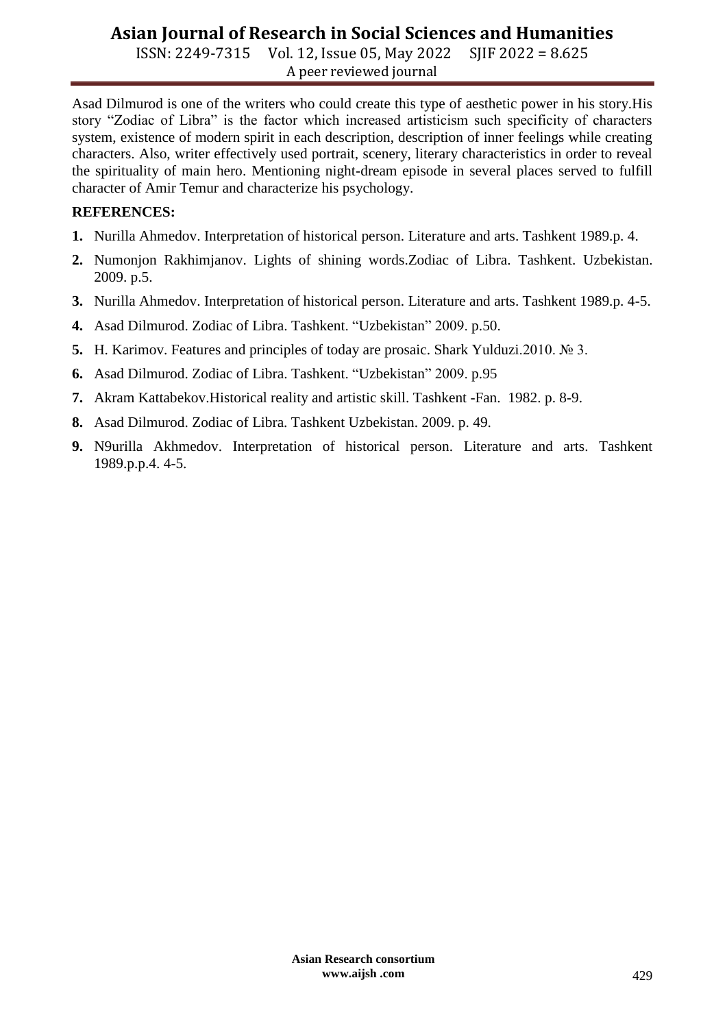Asad Dilmurod is one of the writers who could create this type of aesthetic power in his story.His story "Zodiac of Libra" is the factor which increased artisticism such specificity of characters system, existence of modern spirit in each description, description of inner feelings while creating characters. Also, writer effectively used portrait, scenery, literary characteristics in order to reveal the spirituality of main hero. Mentioning night-dream episode in several places served to fulfill character of Amir Temur and characterize his psychology.

**REFERENCES:**

1. Nurilla Ahmedov. Interpretation of historical person. Literature and arts. Tashkent 1989.p. 4.
2. Numonjon Rakhimjanov. Lights of shining words.Zodiac of Libra. Tashkent. Uzbekistan. 2009. p.5.
3. Nurilla Ahmedov. Interpretation of historical person. Literature and arts. Tashkent 1989.p. 4-5.
4. Asad Dilmurod. Zodiac of Libra. Tashkent. "Uzbekistan" 2009. p.50.
5. H. Karimov. Features and principles of today are prosaic. Shark Yulduzi.2010. № 3.
6. Asad Dilmurod. Zodiac of Libra. Tashkent. "Uzbekistan" 2009. p.95
7. Akram Kattabekov.Historical reality and artistic skill. Tashkent -Fan. 1982. p. 8-9.
8. Asad Dilmurod. Zodiac of Libra. Tashkent Uzbekistan. 2009. p. 49.
9. N9urilla Akhmedov. Interpretation of historical person. Literature and arts. Tashkent 1989.p.p.4. 4-5.